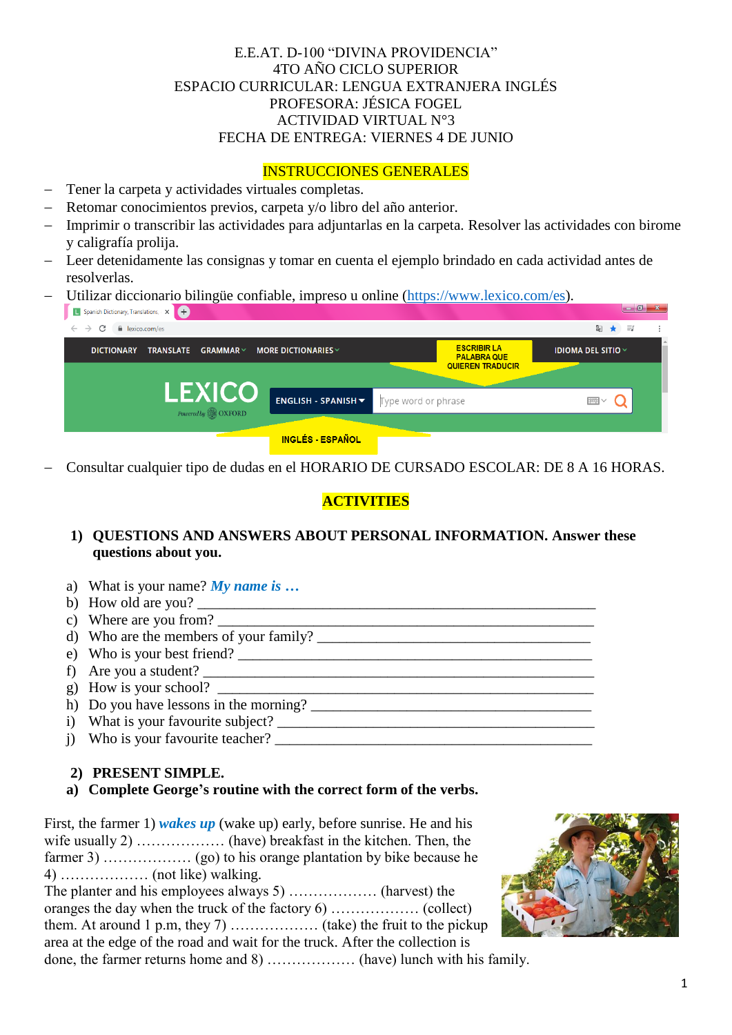E.E.AT. D-100 "DIVINA PROVIDENCIA"
4TO AÑO CICLO SUPERIOR
ESPACIO CURRICULAR: LENGUA EXTRANJERA INGLÉS
PROFESORA: JÉSICA FOGEL
ACTIVIDAD VIRTUAL N°3
FECHA DE ENTREGA: VIERNES 4 DE JUNIO

## INSTRUCCIONES GENERALES

- Tener la carpeta y actividades virtuales completas.
- Retomar conocimientos previos, carpeta y/o libro del año anterior.
- Imprimir o transcribir las actividades para adjuntarlas en la carpeta. Resolver las actividades con birome y caligrafía prolija.
- Leer detenidamente las consignas y tomar en cuenta el ejemplo brindado en cada actividad antes de resolverlas.
- Utilizar diccionario bilingüe confiable, impreso u online (https://www.lexico.com/es).
- Consultar cualquier tipo de dudas en el HORARIO DE CURSADO ESCOLAR: DE 8 A 16 HORAS.

## ACTIVITIES

**1) QUESTIONS AND ANSWERS ABOUT PERSONAL INFORMATION. Answer these questions about you.**

a) What is your name? ***My name is …***
b) How old are you? ___________________________________________________
c) Where are you from? ________________________________________________
d) Who are the members of your family? __________________________________
e) Who is your best friend? _____________________________________________
f) Are you a student? __________________________________________________
g) How is your school? _________________________________________________
h) Do you have lessons in the morning? ___________________________________
i) What is your favourite subject? ________________________________________
j) Who is your favourite teacher? ________________________________________

**2) PRESENT SIMPLE.**

**a) Complete George's routine with the correct form of the verbs.**

First, the farmer 1) ***wakes up*** (wake up) early, before sunrise. He and his wife usually 2) ……………… (have) breakfast in the kitchen. Then, the farmer 3) ……………… (go) to his orange plantation by bike because he 4) ……………… (not like) walking.
The planter and his employees always 5) ……………… (harvest) the oranges the day when the truck of the factory 6) ……………… (collect) them. At around 1 p.m, they 7) ……………… (take) the fruit to the pickup area at the edge of the road and wait for the truck. After the collection is done, the farmer returns home and 8) ……………… (have) lunch with his family.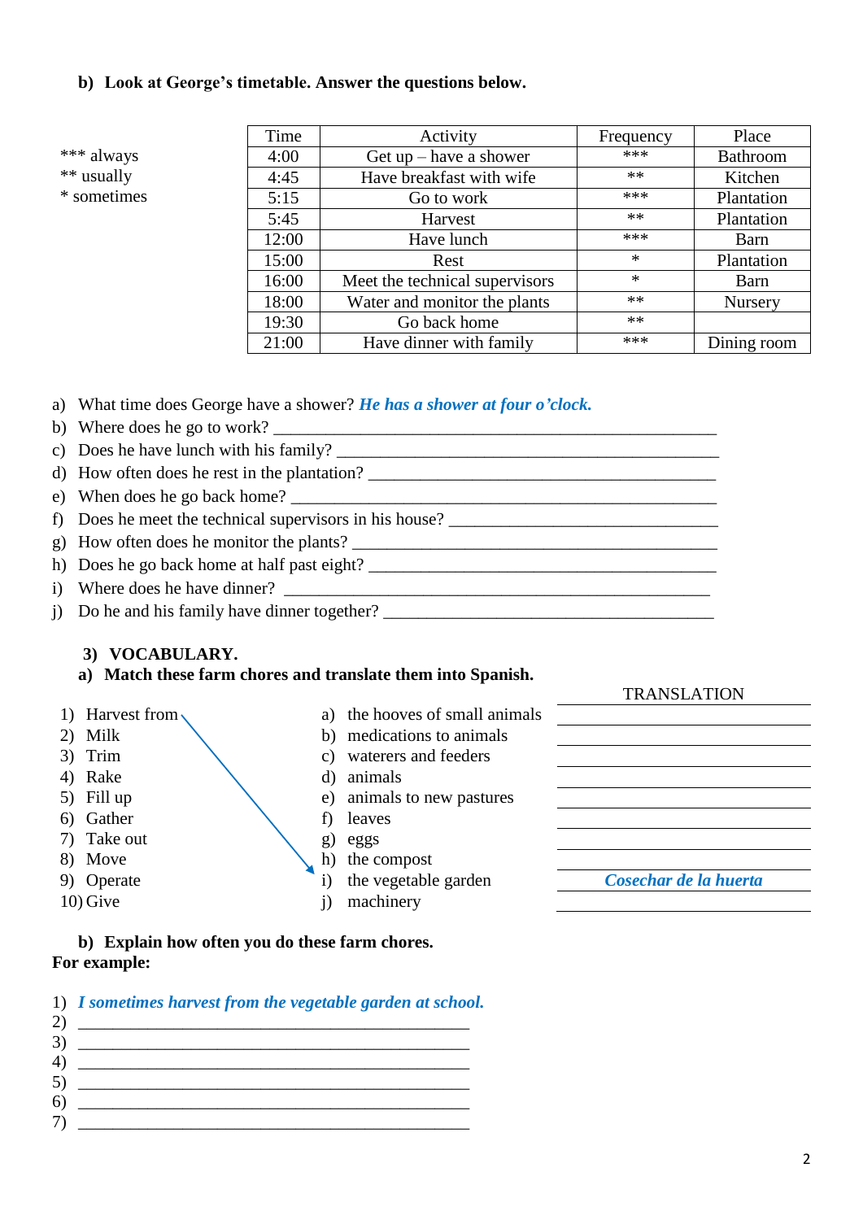**b) Look at George's timetable. Answer the questions below.**

*** always
** usually
* sometimes

| Time | Activity | Frequency | Place |
|---|---|---|---|
| 4:00 | Get up – have a shower | *** | Bathroom |
| 4:45 | Have breakfast with wife | ** | Kitchen |
| 5:15 | Go to work | *** | Plantation |
| 5:45 | Harvest | ** | Plantation |
| 12:00 | Have lunch | *** | Barn |
| 15:00 | Rest | * | Plantation |
| 16:00 | Meet the technical supervisors | * | Barn |
| 18:00 | Water and monitor the plants | ** | Nursery |
| 19:30 | Go back home | ** | |
| 21:00 | Have dinner with family | *** | Dining room |

a) What time does George have a shower? *He has a shower at four o'clock.*
b) Where does he go to work? ______________________________________________
c) Does he have lunch with his family? ______________________________________
d) How often does he rest in the plantation? __________________________________
e) When does he go back home? ___________________________________________
f) Does he meet the technical supervisors in his house? ___________________________
g) How often does he monitor the plants? ____________________________________
h) Does he go back home at half past eight? ___________________________________
i) Where does he have dinner? ____________________________________________
j) Do he and his family have dinner together? _________________________________

## 3) VOCABULARY.

**a) Match these farm chores and translate them into Spanish.**

| | | TRANSLATION |
|---|---|---|
| 1) Harvest from | a) the hooves of small animals | |
| 2) Milk | b) medications to animals | |
| 3) Trim | c) waterers and feeders | |
| 4) Rake | d) animals | |
| 5) Fill up | e) animals to new pastures | |
| 6) Gather | f) leaves | |
| 7) Take out | g) eggs | |
| 8) Move | h) the compost | |
| 9) Operate | i) the vegetable garden | *Cosechar de la huerta* |
| 10) Give | j) machinery | |

**b) Explain how often you do these farm chores.**
**For example:**

1) *I sometimes harvest from the vegetable garden at school.*
2) ______________________________________________
3) ______________________________________________
4) ______________________________________________
5) ______________________________________________
6) ______________________________________________
7) ______________________________________________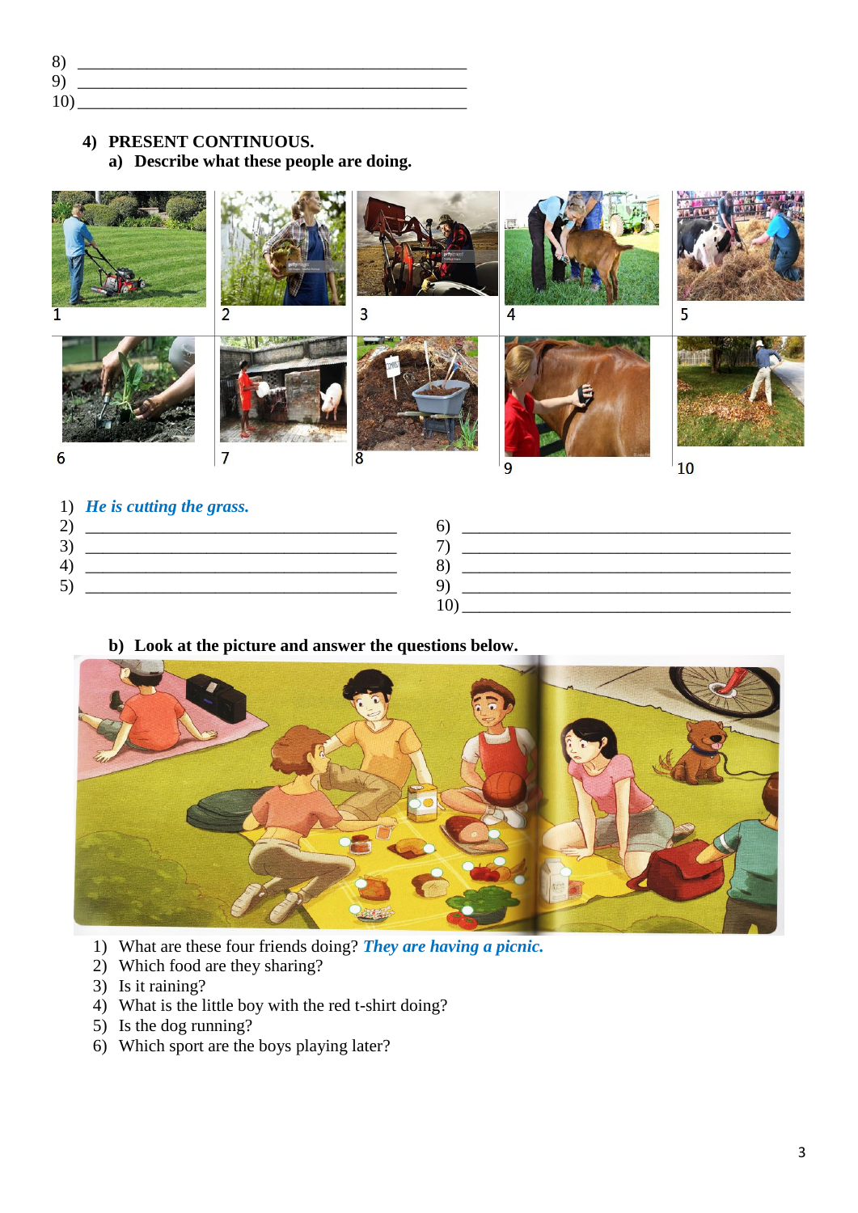8) ___________________________________________
9) ___________________________________________
10) ___________________________________________

## 4) PRESENT CONTINUOUS.

### a) Describe what these people are doing.

1) *He is cutting the grass.*
2) ___________________________________
3) ___________________________________
4) ___________________________________
5) ___________________________________
6) ___________________________________
7) ___________________________________
8) ___________________________________
9) ___________________________________
10) ___________________________________

### b) Look at the picture and answer the questions below.

1) What are these four friends doing? *They are having a picnic.*
2) Which food are they sharing?
3) Is it raining?
4) What is the little boy with the red t-shirt doing?
5) Is the dog running?
6) Which sport are the boys playing later?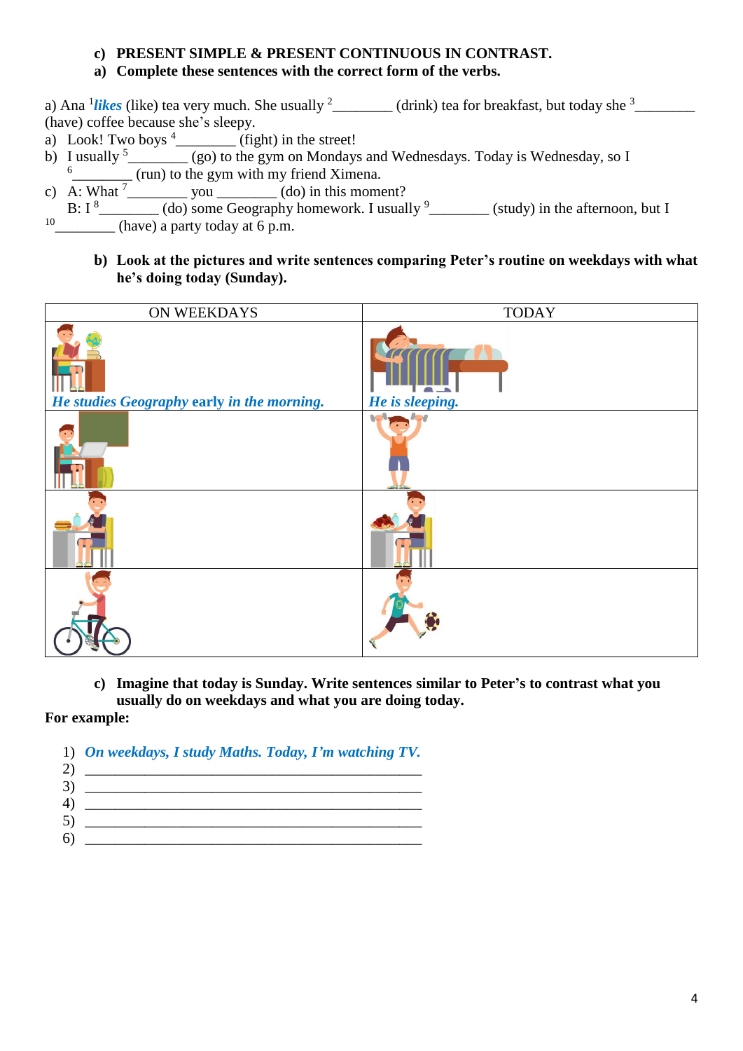c) **PRESENT SIMPLE & PRESENT CONTINUOUS IN CONTRAST.**

a) **Complete these sentences with the correct form of the verbs.**

a) Ana [1]***likes*** (like) tea very much. She usually [2]________ (drink) tea for breakfast, but today she [3]________ (have) coffee because she's sleepy.

a) Look! Two boys [4]________ (fight) in the street!

b) I usually [5]________ (go) to the gym on Mondays and Wednesdays. Today is Wednesday, so I [6]________ (run) to the gym with my friend Ximena.

c) A: What [7]________ you ________ (do) in this moment?
B: I [8]________ (do) some Geography homework. I usually [9]________ (study) in the afternoon, but I [10]________ (have) a party today at 6 p.m.

b) **Look at the pictures and write sentences comparing Peter's routine on weekdays with what he's doing today (Sunday).**

| ON WEEKDAYS | TODAY |
|---|---|
| ***He studies Geography*** **early** ***in the morning.*** | ***He is sleeping.*** |
| | |
| | |
| | |

c) **Imagine that today is Sunday. Write sentences similar to Peter's to contrast what you usually do on weekdays and what you are doing today.**

**For example:**

1) *On weekdays, I study Maths. Today, I'm watching TV.*
2) ____________________________________________
3) ____________________________________________
4) ____________________________________________
5) ____________________________________________
6) ____________________________________________